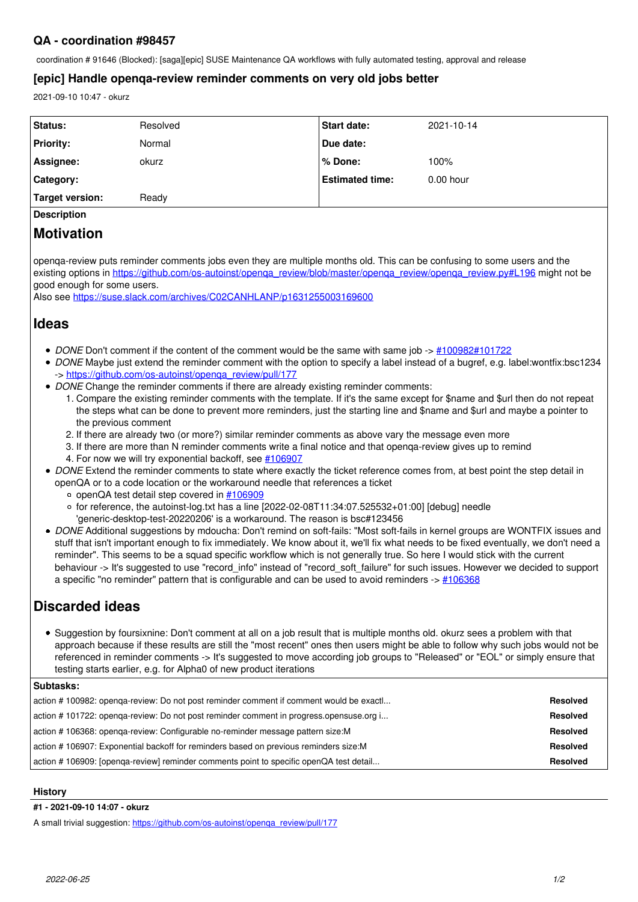## QA - coordination #98457

coordination # 91646 (Blocked): [saga][epic] SUSE Maintenance QA workflows with fully automated testing, approval and release

### [epic] Handle openqa-review reminder comments on very old jobs better

2021-09-10 10:47 - okurz

| | | | |
|---|---|---|---|
| **Status:** | Resolved | **Start date:** | 2021-10-14 |
| **Priority:** | Normal | **Due date:** | |
| **Assignee:** | okurz | **% Done:** | 100% |
| **Category:** | | **Estimated time:** | 0.00 hour |
| **Target version:** | Ready | | |

**Description**

# Motivation

openqa-review puts reminder comments jobs even they are multiple months old. This can be confusing to some users and the existing options in https://github.com/os-autoinst/openqa_review/blob/master/openqa_review/openqa_review.py#L196 might not be good enough for some users.
Also see https://suse.slack.com/archives/C02CANHLANP/p1631255003169600

# Ideas

- *DONE* Don't comment if the content of the comment would be the same with same job -> #100982#101722
- *DONE* Maybe just extend the reminder comment with the option to specify a label instead of a bugref, e.g. label:wontfix:bsc1234 -> https://github.com/os-autoinst/openqa_review/pull/177
- *DONE* Change the reminder comments if there are already existing reminder comments:
  1. Compare the existing reminder comments with the template. If it's the same except for $name and $url then do not repeat the steps what can be done to prevent more reminders, just the starting line and $name and $url and maybe a pointer to the previous comment
  2. If there are already two (or more?) similar reminder comments as above vary the message even more
  3. If there are more than N reminder comments write a final notice and that openqa-review gives up to remind
  4. For now we will try exponential backoff, see #106907
- *DONE* Extend the reminder comments to state where exactly the ticket reference comes from, at best point the step detail in openQA or to a code location or the workaround needle that references a ticket
  - openQA test detail step covered in #106909
  - for reference, the autoinst-log.txt has a line [2022-02-08T11:34:07.525532+01:00] [debug] needle 'generic-desktop-test-20220206' is a workaround. The reason is bsc#123456
- *DONE* Additional suggestions by mdoucha: Don't remind on soft-fails: "Most soft-fails in kernel groups are WONTFIX issues and stuff that isn't important enough to fix immediately. We know about it, we'll fix what needs to be fixed eventually, we don't need a reminder". This seems to be a squad specific workflow which is not generally true. So here I would stick with the current behaviour -> It's suggested to use "record_info" instead of "record_soft_failure" for such issues. However we decided to support a specific "no reminder" pattern that is configurable and can be used to avoid reminders -> #106368

# Discarded ideas

- Suggestion by foursixnine: Don't comment at all on a job result that is multiple months old. okurz sees a problem with that approach because if these results are still the "most recent" ones then users might be able to follow why such jobs would not be referenced in reminder comments -> It's suggested to move according job groups to "Released" or "EOL" or simply ensure that testing starts earlier, e.g. for Alpha0 of new product iterations

**Subtasks:**

| | |
|---|---|
| action # 100982: openqa-review: Do not post reminder comment if comment would be exactl... | **Resolved** |
| action # 101722: openqa-review: Do not post reminder comment in progress.opensuse.org i... | **Resolved** |
| action # 106368: openqa-review: Configurable no-reminder message pattern size:M | **Resolved** |
| action # 106907: Exponential backoff for reminders based on previous reminders size:M | **Resolved** |
| action # 106909: [openqa-review] reminder comments point to specific openQA test detail... | **Resolved** |

**History**

**#1 - 2021-09-10 14:07 - okurz**

A small trivial suggestion: https://github.com/os-autoinst/openqa_review/pull/177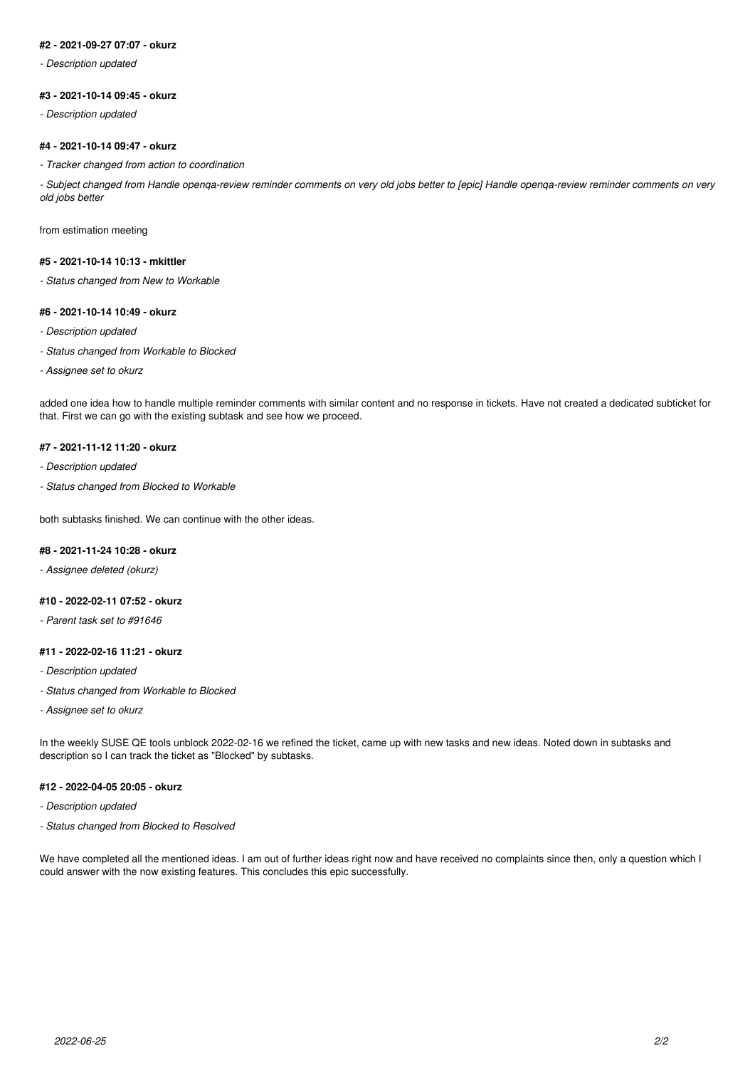#### #2 - 2021-09-27 07:07 - okurz

*- Description updated*

#### #3 - 2021-10-14 09:45 - okurz

*- Description updated*

#### #4 - 2021-10-14 09:47 - okurz

*- Tracker changed from action to coordination*

*- Subject changed from Handle openqa-review reminder comments on very old jobs better to [epic] Handle openqa-review reminder comments on very old jobs better*

from estimation meeting

#### #5 - 2021-10-14 10:13 - mkittler

*- Status changed from New to Workable*

#### #6 - 2021-10-14 10:49 - okurz

*- Description updated*

*- Status changed from Workable to Blocked*

*- Assignee set to okurz*

added one idea how to handle multiple reminder comments with similar content and no response in tickets. Have not created a dedicated subticket for that. First we can go with the existing subtask and see how we proceed.

#### #7 - 2021-11-12 11:20 - okurz

*- Description updated*

*- Status changed from Blocked to Workable*

both subtasks finished. We can continue with the other ideas.

#### #8 - 2021-11-24 10:28 - okurz

*- Assignee deleted (okurz)*

#### #10 - 2022-02-11 07:52 - okurz

*- Parent task set to #91646*

#### #11 - 2022-02-16 11:21 - okurz

*- Description updated*

*- Status changed from Workable to Blocked*

*- Assignee set to okurz*

In the weekly SUSE QE tools unblock 2022-02-16 we refined the ticket, came up with new tasks and new ideas. Noted down in subtasks and description so I can track the ticket as "Blocked" by subtasks.

#### #12 - 2022-04-05 20:05 - okurz

*- Description updated*

*- Status changed from Blocked to Resolved*

We have completed all the mentioned ideas. I am out of further ideas right now and have received no complaints since then, only a question which I could answer with the now existing features. This concludes this epic successfully.